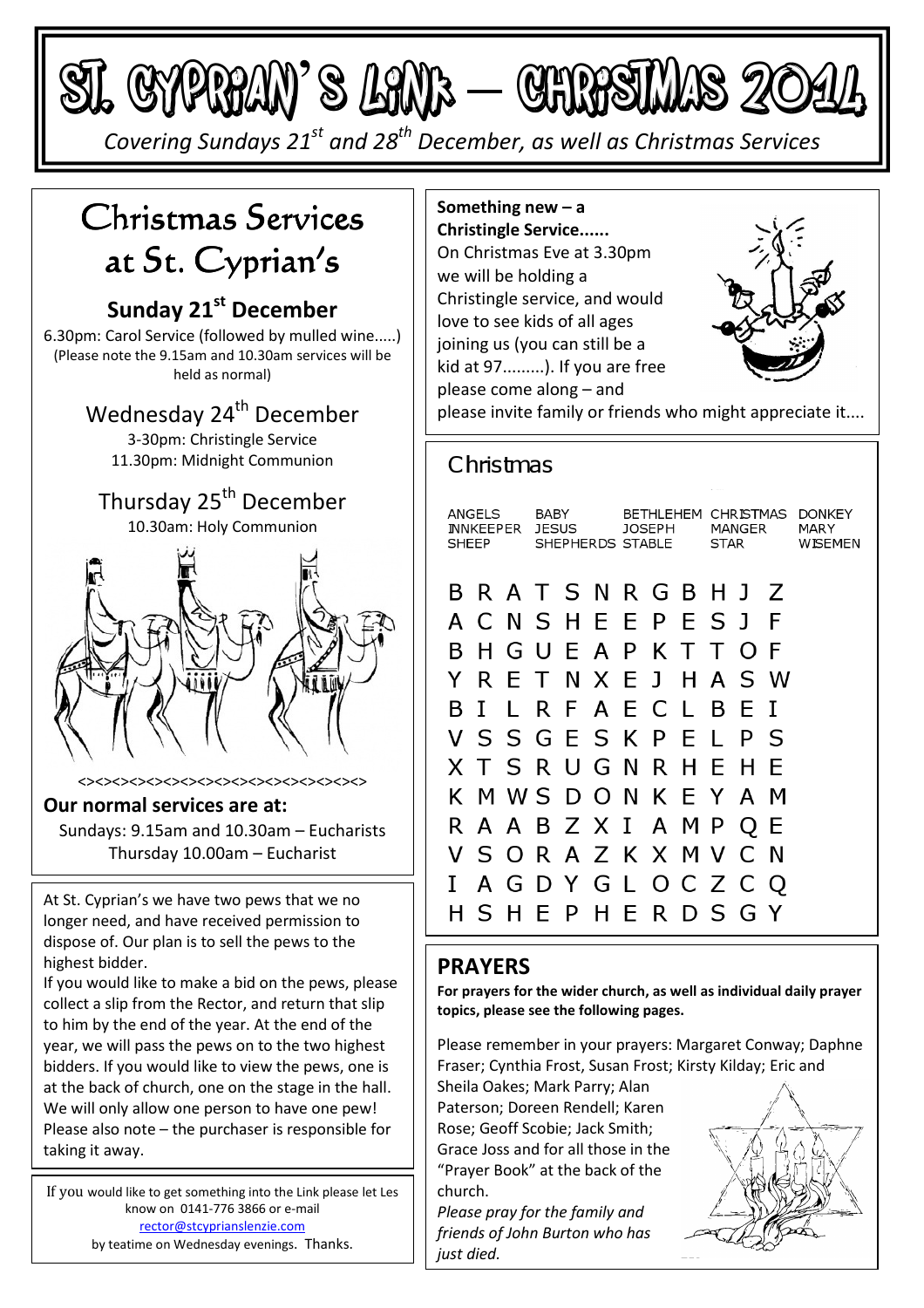# ST. CYPRIAN'S LINK – CHRISTMAS 2014

*Covering Sundays 21st and 28th December, as well as Christmas Services*

## Christmas Services at St. Cyprian's

### Sunday 21st December

6.30pm: Carol Service (followed by mulled wine.....)
(Please note the 9.15am and 10.30am services will be held as normal)

### Wednesday 24th December

3-30pm: Christingle Service
11.30pm: Midnight Communion

### Thursday 25th December

10.30am: Holy Communion

<><><><><><><><><><><><><><><>

**Our normal services are at:**

Sundays: 9.15am and 10.30am – Eucharists
Thursday 10.00am – Eucharist

At St. Cyprian's we have two pews that we no longer need, and have received permission to dispose of. Our plan is to sell the pews to the highest bidder.

If you would like to make a bid on the pews, please collect a slip from the Rector, and return that slip to him by the end of the year. At the end of the year, we will pass the pews on to the two highest bidders. If you would like to view the pews, one is at the back of church, one on the stage in the hall. We will only allow one person to have one pew! Please also note – the purchaser is responsible for taking it away.

If you would like to get something into the Link please let Les know on 0141-776 3866 or e-mail rector@stcyprianslenzie.com by teatime on Wednesday evenings. Thanks.

**Something new – a Christingle Service......**

On Christmas Eve at 3.30pm we will be holding a Christingle service, and would love to see kids of all ages joining us (you can still be a kid at 97.........). If you are free please come along – and please invite family or friends who might appreciate it....

## Christmas

| | | | | |
|---|---|---|---|---|
| ANGELS | BABY | BETHLEHEM | CHRISTMAS | DONKEY |
| INNKEEPER | JESUS | JOSEPH | MANGER | MARY |
| SHEEP | SHEPHERDS | STABLE | STAR | WISEMEN |

```
B R A T S N R G B H J Z
A C N S H E E P E S J F
B H G U E A P K T T O F
Y R E T N X E J H A S W
B I L R F A E C L B E I
V S S G E S K P E L P S
X T S R U G N R H E H E
K M W S D O N K E Y A M
R A A B Z X I A M P Q E
V S O R A Z K X M V C N
I A G D Y G L O C Z C Q
H S H E P H E R D S G Y
```

## PRAYERS

**For prayers for the wider church, as well as individual daily prayer topics, please see the following pages.**

Please remember in your prayers: Margaret Conway; Daphne Fraser; Cynthia Frost, Susan Frost; Kirsty Kilday; Eric and Sheila Oakes; Mark Parry; Alan Paterson; Doreen Rendell; Karen Rose; Geoff Scobie; Jack Smith; Grace Joss and for all those in the "Prayer Book" at the back of the church.

*Please pray for the family and friends of John Burton who has just died.*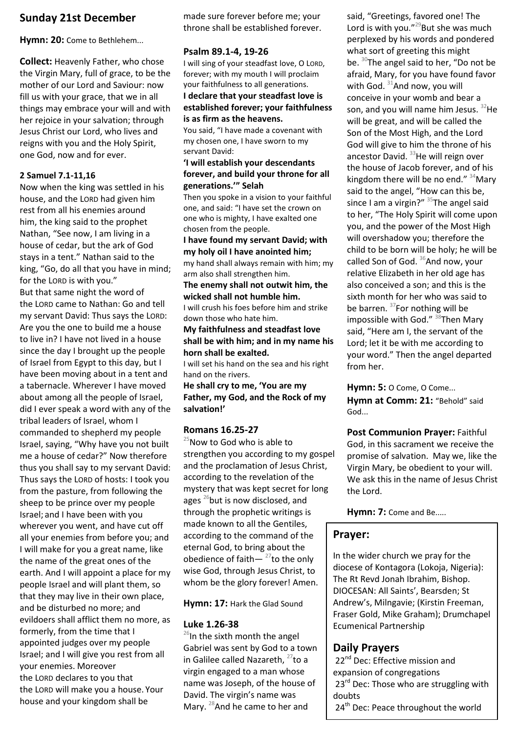## Sunday 21st December

**Hymn: 20:** Come to Bethlehem...

**Collect:** Heavenly Father, who chose the Virgin Mary, full of grace, to be the mother of our Lord and Saviour: now fill us with your grace, that we in all things may embrace your will and with her rejoice in your salvation; through Jesus Christ our Lord, who lives and reigns with you and the Holy Spirit, one God, now and for ever.

**2 Samuel 7.1-11,16**

Now when the king was settled in his house, and the LORD had given him rest from all his enemies around him, the king said to the prophet Nathan, "See now, I am living in a house of cedar, but the ark of God stays in a tent." Nathan said to the king, "Go, do all that you have in mind; for the LORD is with you."
But that same night the word of the LORD came to Nathan: Go and tell my servant David: Thus says the LORD: Are you the one to build me a house to live in? I have not lived in a house since the day I brought up the people of Israel from Egypt to this day, but I have been moving about in a tent and a tabernacle. Wherever I have moved about among all the people of Israel, did I ever speak a word with any of the tribal leaders of Israel, whom I commanded to shepherd my people Israel, saying, "Why have you not built me a house of cedar?" Now therefore thus you shall say to my servant David: Thus says the LORD of hosts: I took you from the pasture, from following the sheep to be prince over my people Israel; and I have been with you wherever you went, and have cut off all your enemies from before you; and I will make for you a great name, like the name of the great ones of the earth. And I will appoint a place for my people Israel and will plant them, so that they may live in their own place, and be disturbed no more; and evildoers shall afflict them no more, as formerly, from the time that I appointed judges over my people Israel; and I will give you rest from all your enemies. Moreover the LORD declares to you that the LORD will make you a house. Your house and your kingdom shall be made sure forever before me; your throne shall be established forever.

**Psalm 89.1-4, 19-26**

I will sing of your steadfast love, O LORD, forever; with my mouth I will proclaim your faithfulness to all generations.
**I declare that your steadfast love is established forever; your faithfulness is as firm as the heavens.**
You said, "I have made a covenant with my chosen one, I have sworn to my servant David:
**'I will establish your descendants forever, and build your throne for all generations.'" Selah**
Then you spoke in a vision to your faithful one, and said: "I have set the crown on one who is mighty, I have exalted one chosen from the people.
**I have found my servant David; with my holy oil I have anointed him;**
my hand shall always remain with him; my arm also shall strengthen him.
**The enemy shall not outwit him, the wicked shall not humble him.**
I will crush his foes before him and strike down those who hate him.
**My faithfulness and steadfast love shall be with him; and in my name his horn shall be exalted.**
I will set his hand on the sea and his right hand on the rivers.
**He shall cry to me, 'You are my Father, my God, and the Rock of my salvation!'**

**Romans 16.25-27**

[25]Now to God who is able to strengthen you according to my gospel and the proclamation of Jesus Christ, according to the revelation of the mystery that was kept secret for long ages [26]but is now disclosed, and through the prophetic writings is made known to all the Gentiles, according to the command of the eternal God, to bring about the obedience of faith— [27]to the only wise God, through Jesus Christ, to whom be the glory forever! Amen.

**Hymn: 17:** Hark the Glad Sound

**Luke 1.26-38**

[26]In the sixth month the angel Gabriel was sent by God to a town in Galilee called Nazareth, [27]to a virgin engaged to a man whose name was Joseph, of the house of David. The virgin's name was Mary. [28]And he came to her and said, "Greetings, favored one! The Lord is with you."[29]But she was much perplexed by his words and pondered what sort of greeting this might be. [30]The angel said to her, "Do not be afraid, Mary, for you have found favor with God. [31]And now, you will conceive in your womb and bear a son, and you will name him Jesus. [32]He will be great, and will be called the Son of the Most High, and the Lord God will give to him the throne of his ancestor David. [33]He will reign over the house of Jacob forever, and of his kingdom there will be no end." [34]Mary said to the angel, "How can this be, since I am a virgin?" [35]The angel said to her, "The Holy Spirit will come upon you, and the power of the Most High will overshadow you; therefore the child to be born will be holy; he will be called Son of God. [36]And now, your relative Elizabeth in her old age has also conceived a son; and this is the sixth month for her who was said to be barren. [37]For nothing will be impossible with God." [38]Then Mary said, "Here am I, the servant of the Lord; let it be with me according to your word." Then the angel departed from her.

**Hymn: 5:** O Come, O Come...
**Hymn at Comm: 21:** "Behold" said God...

**Post Communion Prayer:** Faithful God, in this sacrament we receive the promise of salvation. May we, like the Virgin Mary, be obedient to your will. We ask this in the name of Jesus Christ the Lord.

**Hymn: 7:** Come and Be.....

## Prayer:

In the wider church we pray for the diocese of Kontagora (Lokoja, Nigeria): The Rt Revd Jonah Ibrahim, Bishop. DIOCESAN: All Saints', Bearsden; St Andrew's, Milngavie; (Kirstin Freeman, Fraser Gold, Mike Graham); Drumchapel Ecumenical Partnership

## Daily Prayers

22nd Dec: Effective mission and expansion of congregations
23rd Dec: Those who are struggling with doubts
24th Dec: Peace throughout the world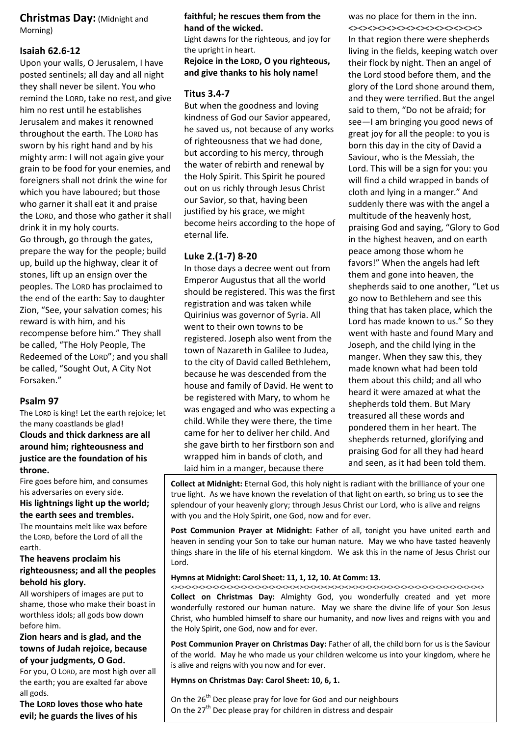## Christmas Day: (Midnight and Morning)

### Isaiah 62.6-12

Upon your walls, O Jerusalem, I have posted sentinels; all day and all night they shall never be silent. You who remind the LORD, take no rest, and give him no rest until he establishes Jerusalem and makes it renowned throughout the earth. The LORD has sworn by his right hand and by his mighty arm: I will not again give your grain to be food for your enemies, and foreigners shall not drink the wine for which you have laboured; but those who garner it shall eat it and praise the LORD, and those who gather it shall drink it in my holy courts.
Go through, go through the gates, prepare the way for the people; build up, build up the highway, clear it of stones, lift up an ensign over the peoples. The LORD has proclaimed to the end of the earth: Say to daughter Zion, "See, your salvation comes; his reward is with him, and his recompense before him." They shall be called, "The Holy People, The Redeemed of the LORD"; and you shall be called, "Sought Out, A City Not Forsaken."

### Psalm 97

The LORD is king! Let the earth rejoice; let the many coastlands be glad!

**Clouds and thick darkness are all around him; righteousness and justice are the foundation of his throne.**

Fire goes before him, and consumes his adversaries on every side.

**His lightnings light up the world; the earth sees and trembles.**

The mountains melt like wax before the LORD, before the Lord of all the earth.

**The heavens proclaim his righteousness; and all the peoples behold his glory.**

All worshipers of images are put to shame, those who make their boast in worthless idols; all gods bow down before him.

**Zion hears and is glad, and the towns of Judah rejoice, because of your judgments, O God.**

For you, O LORD, are most high over all the earth; you are exalted far above all gods.

**The LORD loves those who hate evil; he guards the lives of his faithful; he rescues them from the hand of the wicked.**

Light dawns for the righteous, and joy for the upright in heart.

**Rejoice in the LORD, O you righteous, and give thanks to his holy name!**

### Titus 3.4-7

But when the goodness and loving kindness of God our Savior appeared, he saved us, not because of any works of righteousness that we had done, but according to his mercy, through the water of rebirth and renewal by the Holy Spirit. This Spirit he poured out on us richly through Jesus Christ our Savior, so that, having been justified by his grace, we might become heirs according to the hope of eternal life.

### Luke 2.(1-7) 8-20

In those days a decree went out from Emperor Augustus that all the world should be registered. This was the first registration and was taken while Quirinius was governor of Syria. All went to their own towns to be registered. Joseph also went from the town of Nazareth in Galilee to Judea, to the city of David called Bethlehem, because he was descended from the house and family of David. He went to be registered with Mary, to whom he was engaged and who was expecting a child. While they were there, the time came for her to deliver her child. And she gave birth to her firstborn son and wrapped him in bands of cloth, and laid him in a manger, because there was no place for them in the inn.

<><><><><><><><><><><><><><>

In that region there were shepherds living in the fields, keeping watch over their flock by night. Then an angel of the Lord stood before them, and the glory of the Lord shone around them, and they were terrified. But the angel said to them, "Do not be afraid; for see—I am bringing you good news of great joy for all the people: to you is born this day in the city of David a Saviour, who is the Messiah, the Lord. This will be a sign for you: you will find a child wrapped in bands of cloth and lying in a manger." And suddenly there was with the angel a multitude of the heavenly host, praising God and saying, "Glory to God in the highest heaven, and on earth peace among those whom he favors!" When the angels had left them and gone into heaven, the shepherds said to one another, "Let us go now to Bethlehem and see this thing that has taken place, which the Lord has made known to us." So they went with haste and found Mary and Joseph, and the child lying in the manger. When they saw this, they made known what had been told them about this child; and all who heard it were amazed at what the shepherds told them. But Mary treasured all these words and pondered them in her heart. The shepherds returned, glorifying and praising God for all they had heard and seen, as it had been told them.

**Collect at Midnight:** Eternal God, this holy night is radiant with the brilliance of your one true light. As we have known the revelation of that light on earth, so bring us to see the splendour of your heavenly glory; through Jesus Christ our Lord, who is alive and reigns with you and the Holy Spirit, one God, now and for ever.

**Post Communion Prayer at Midnight:** Father of all, tonight you have united earth and heaven in sending your Son to take our human nature. May we who have tasted heavenly things share in the life of his eternal kingdom. We ask this in the name of Jesus Christ our Lord.

**Hymns at Midnight: Carol Sheet: 11, 1, 12, 10. At Comm: 13.**

<><><><><><><><><><><><><><><><><><><><><><><><><><><><><><><><><><><><><><><><>

**Collect on Christmas Day:** Almighty God, you wonderfully created and yet more wonderfully restored our human nature. May we share the divine life of your Son Jesus Christ, who humbled himself to share our humanity, and now lives and reigns with you and the Holy Spirit, one God, now and for ever.

**Post Communion Prayer on Christmas Day:** Father of all, the child born for us is the Saviour of the world. May he who made us your children welcome us into your kingdom, where he is alive and reigns with you now and for ever.

**Hymns on Christmas Day: Carol Sheet: 10, 6, 1.**

On the 26th Dec please pray for love for God and our neighbours
On the 27th Dec please pray for children in distress and despair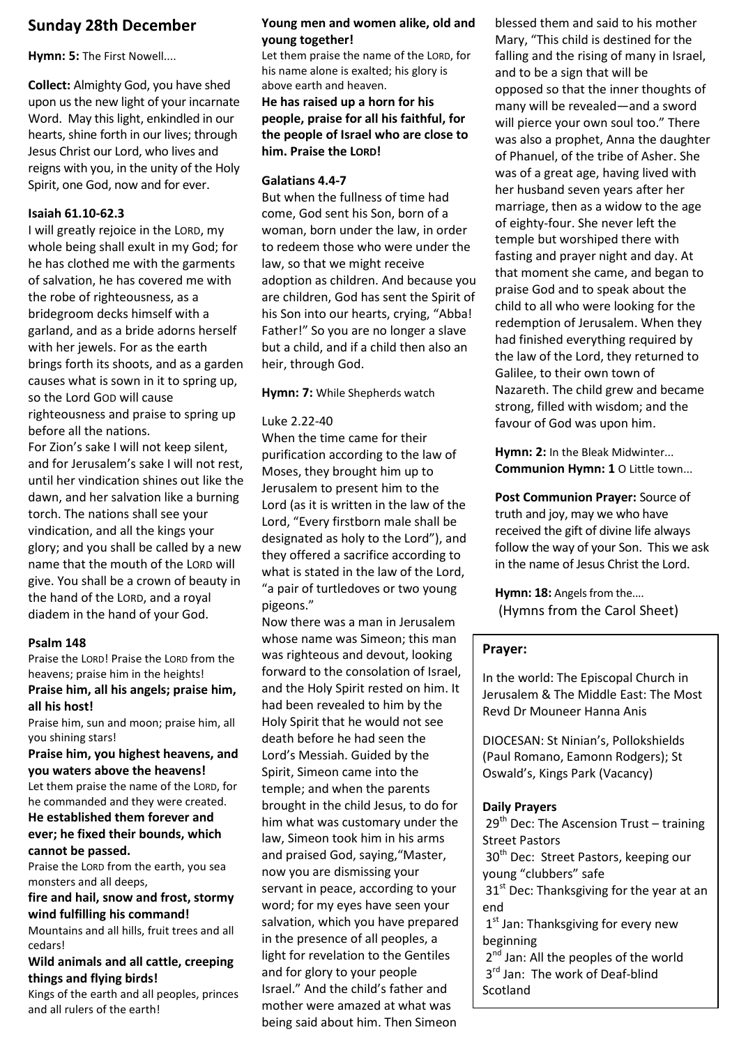# Sunday 28th December

**Hymn: 5:** The First Nowell....

**Collect:** Almighty God, you have shed upon us the new light of your incarnate Word. May this light, enkindled in our hearts, shine forth in our lives; through Jesus Christ our Lord, who lives and reigns with you, in the unity of the Holy Spirit, one God, now and for ever.

**Isaiah 61.10-62.3**

I will greatly rejoice in the LORD, my whole being shall exult in my God; for he has clothed me with the garments of salvation, he has covered me with the robe of righteousness, as a bridegroom decks himself with a garland, and as a bride adorns herself with her jewels. For as the earth brings forth its shoots, and as a garden causes what is sown in it to spring up, so the Lord GOD will cause righteousness and praise to spring up before all the nations.

For Zion's sake I will not keep silent, and for Jerusalem's sake I will not rest, until her vindication shines out like the dawn, and her salvation like a burning torch. The nations shall see your vindication, and all the kings your glory; and you shall be called by a new name that the mouth of the LORD will give. You shall be a crown of beauty in the hand of the LORD, and a royal diadem in the hand of your God.

**Psalm 148**

Praise the LORD! Praise the LORD from the heavens; praise him in the heights!

**Praise him, all his angels; praise him, all his host!**

Praise him, sun and moon; praise him, all you shining stars!

**Praise him, you highest heavens, and you waters above the heavens!**

Let them praise the name of the LORD, for he commanded and they were created.

**He established them forever and ever; he fixed their bounds, which cannot be passed.**

Praise the LORD from the earth, you sea monsters and all deeps,

**fire and hail, snow and frost, stormy wind fulfilling his command!**

Mountains and all hills, fruit trees and all cedars!

**Wild animals and all cattle, creeping things and flying birds!**

Kings of the earth and all peoples, princes and all rulers of the earth!

**Young men and women alike, old and young together!**

Let them praise the name of the LORD, for his name alone is exalted; his glory is above earth and heaven.

**He has raised up a horn for his people, praise for all his faithful, for the people of Israel who are close to him. Praise the LORD!**

**Galatians 4.4-7**

But when the fullness of time had come, God sent his Son, born of a woman, born under the law, in order to redeem those who were under the law, so that we might receive adoption as children. And because you are children, God has sent the Spirit of his Son into our hearts, crying, "Abba! Father!" So you are no longer a slave but a child, and if a child then also an heir, through God.

**Hymn: 7:** While Shepherds watch

Luke 2.22-40

When the time came for their purification according to the law of Moses, they brought him up to Jerusalem to present him to the Lord (as it is written in the law of the Lord, "Every firstborn male shall be designated as holy to the Lord"), and they offered a sacrifice according to what is stated in the law of the Lord, "a pair of turtledoves or two young pigeons."

Now there was a man in Jerusalem whose name was Simeon; this man was righteous and devout, looking forward to the consolation of Israel, and the Holy Spirit rested on him. It had been revealed to him by the Holy Spirit that he would not see death before he had seen the Lord's Messiah. Guided by the Spirit, Simeon came into the temple; and when the parents brought in the child Jesus, to do for him what was customary under the law, Simeon took him in his arms and praised God, saying,"Master, now you are dismissing your servant in peace, according to your word; for my eyes have seen your salvation, which you have prepared in the presence of all peoples, a light for revelation to the Gentiles and for glory to your people Israel." And the child's father and mother were amazed at what was being said about him. Then Simeon blessed them and said to his mother Mary, "This child is destined for the falling and the rising of many in Israel, and to be a sign that will be opposed so that the inner thoughts of many will be revealed—and a sword will pierce your own soul too." There was also a prophet, Anna the daughter of Phanuel, of the tribe of Asher. She was of a great age, having lived with her husband seven years after her marriage, then as a widow to the age of eighty-four. She never left the temple but worshiped there with fasting and prayer night and day. At that moment she came, and began to praise God and to speak about the child to all who were looking for the redemption of Jerusalem. When they had finished everything required by the law of the Lord, they returned to Galilee, to their own town of Nazareth. The child grew and became strong, filled with wisdom; and the favour of God was upon him.

**Hymn: 2:** In the Bleak Midwinter...
**Communion Hymn: 1** O Little town...

**Post Communion Prayer:** Source of truth and joy, may we who have received the gift of divine life always follow the way of your Son. This we ask in the name of Jesus Christ the Lord.

**Hymn: 18:** Angels from the....
(Hymns from the Carol Sheet)

**Prayer:**

In the world: The Episcopal Church in Jerusalem & The Middle East: The Most Revd Dr Mouneer Hanna Anis

DIOCESAN: St Ninian's, Pollokshields (Paul Romano, Eamonn Rodgers); St Oswald's, Kings Park (Vacancy)

**Daily Prayers**

29th Dec: The Ascension Trust – training Street Pastors
30th Dec: Street Pastors, keeping our young "clubbers" safe
31st Dec: Thanksgiving for the year at an end
1st Jan: Thanksgiving for every new beginning
2nd Jan: All the peoples of the world
3rd Jan: The work of Deaf-blind Scotland